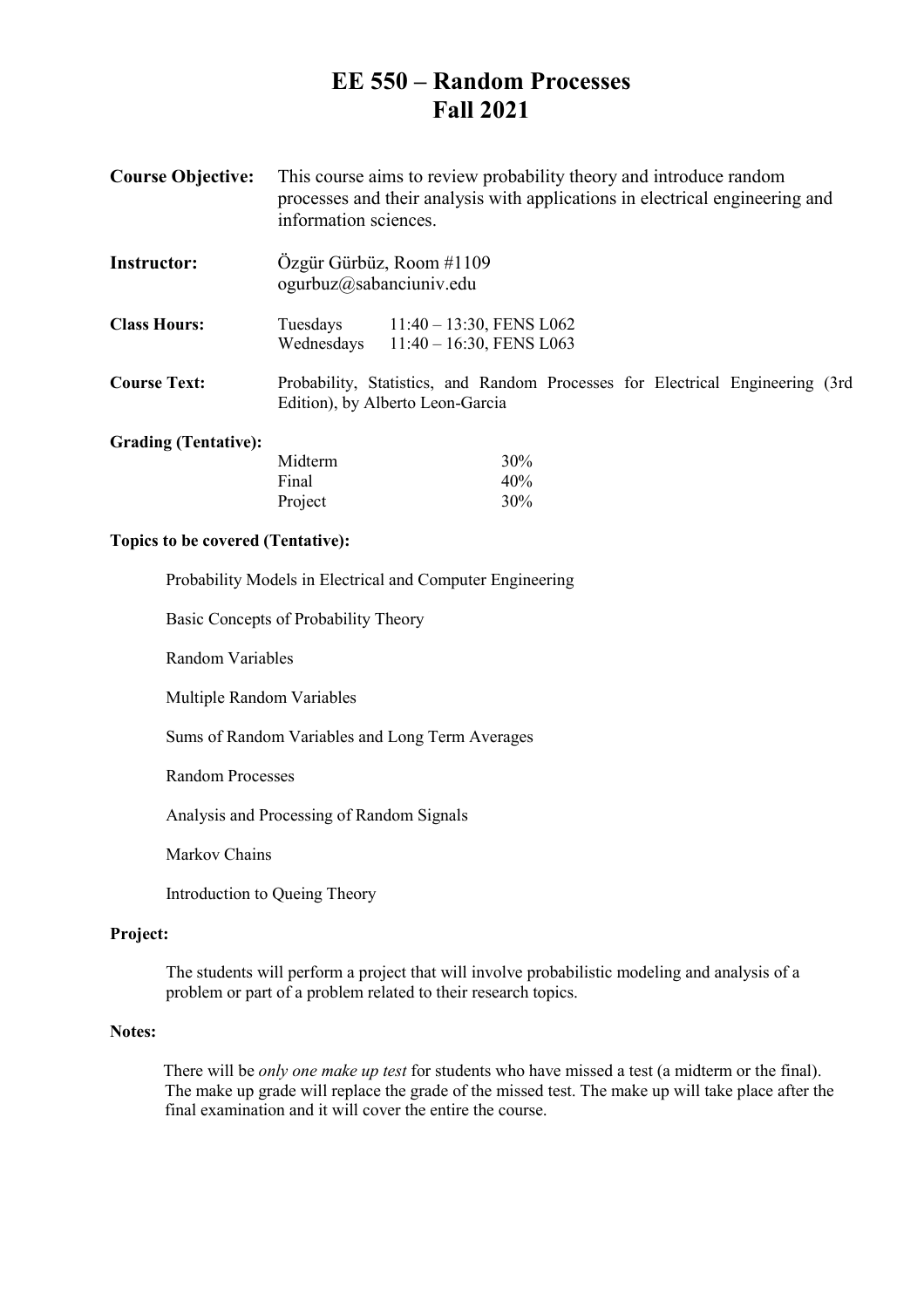# EE 550 – Random Processes
# Fall 2021

**Course Objective:** This course aims to review probability theory and introduce random processes and their analysis with applications in electrical engineering and information sciences.

**Instructor:** Özgür Gürbüz, Room #1109
ogurbuz@sabanciuniv.edu

**Class Hours:**

| | |
|---|---|
| Tuesdays | 11:40 – 13:30, FENS L062 |
| Wednesdays | 11:40 – 16:30, FENS L063 |

**Course Text:** Probability, Statistics, and Random Processes for Electrical Engineering (3rd Edition), by Alberto Leon-Garcia

**Grading (Tentative):**

| | |
|---|---|
| Midterm | 30% |
| Final | 40% |
| Project | 30% |

**Topics to be covered (Tentative):**

Probability Models in Electrical and Computer Engineering

Basic Concepts of Probability Theory

Random Variables

Multiple Random Variables

Sums of Random Variables and Long Term Averages

Random Processes

Analysis and Processing of Random Signals

Markov Chains

Introduction to Queing Theory

**Project:**

The students will perform a project that will involve probabilistic modeling and analysis of a problem or part of a problem related to their research topics.

**Notes:**

There will be *only one make up test* for students who have missed a test (a midterm or the final). The make up grade will replace the grade of the missed test. The make up will take place after the final examination and it will cover the entire the course.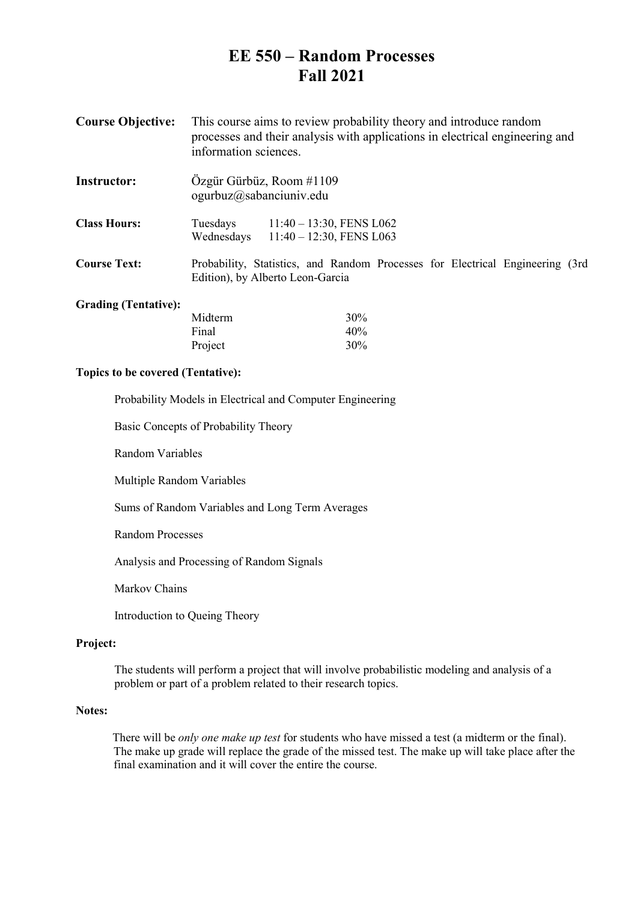# EE 550 – Random Processes
# Fall 2021

**Course Objective:** This course aims to review probability theory and introduce random processes and their analysis with applications in electrical engineering and information sciences.

**Instructor:** Özgür Gürbüz, Room #1109
ogurbuz@sabanciuniv.edu

**Class Hours:**

| | |
|---|---|
| Tuesdays | 11:40 – 13:30, FENS L062 |
| Wednesdays | 11:40 – 12:30, FENS L063 |

**Course Text:** Probability, Statistics, and Random Processes for Electrical Engineering (3rd Edition), by Alberto Leon-Garcia

**Grading (Tentative):**

| | |
|---|---|
| Midterm | 30% |
| Final | 40% |
| Project | 30% |

**Topics to be covered (Tentative):**

Probability Models in Electrical and Computer Engineering

Basic Concepts of Probability Theory

Random Variables

Multiple Random Variables

Sums of Random Variables and Long Term Averages

Random Processes

Analysis and Processing of Random Signals

Markov Chains

Introduction to Queing Theory

**Project:**

The students will perform a project that will involve probabilistic modeling and analysis of a problem or part of a problem related to their research topics.

**Notes:**

There will be *only one make up test* for students who have missed a test (a midterm or the final). The make up grade will replace the grade of the missed test. The make up will take place after the final examination and it will cover the entire the course.